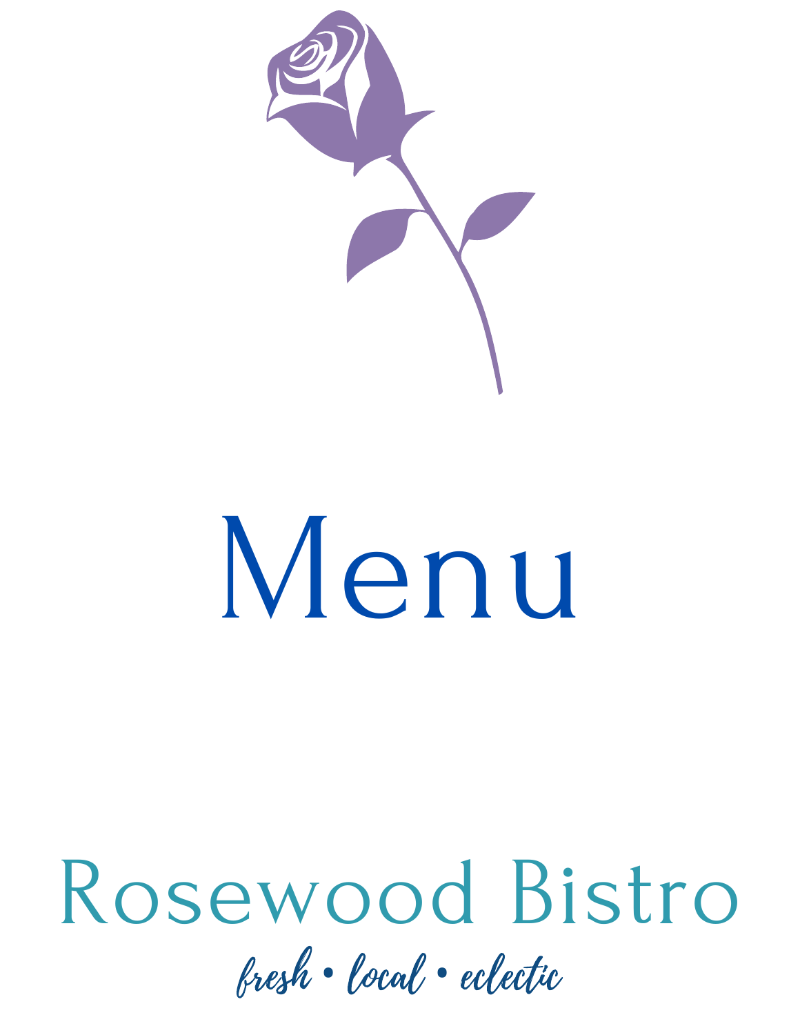# Menu

## Rosewood Bistro

*fresh • local • eclectic*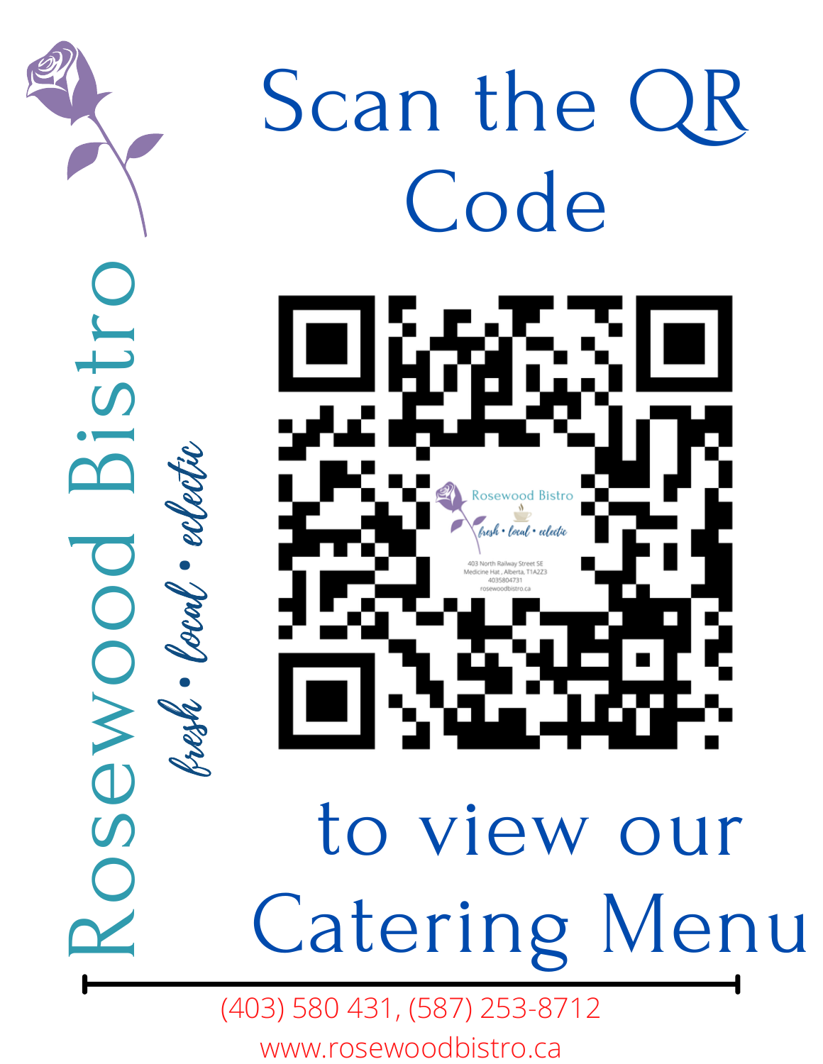# Scan the QR Code

to view our

# Catering Menu

Rosewood Bistro

*fresh • local • eclectic*

(403) 580 431, (587) 253-8712

www.rosewoodbistro.ca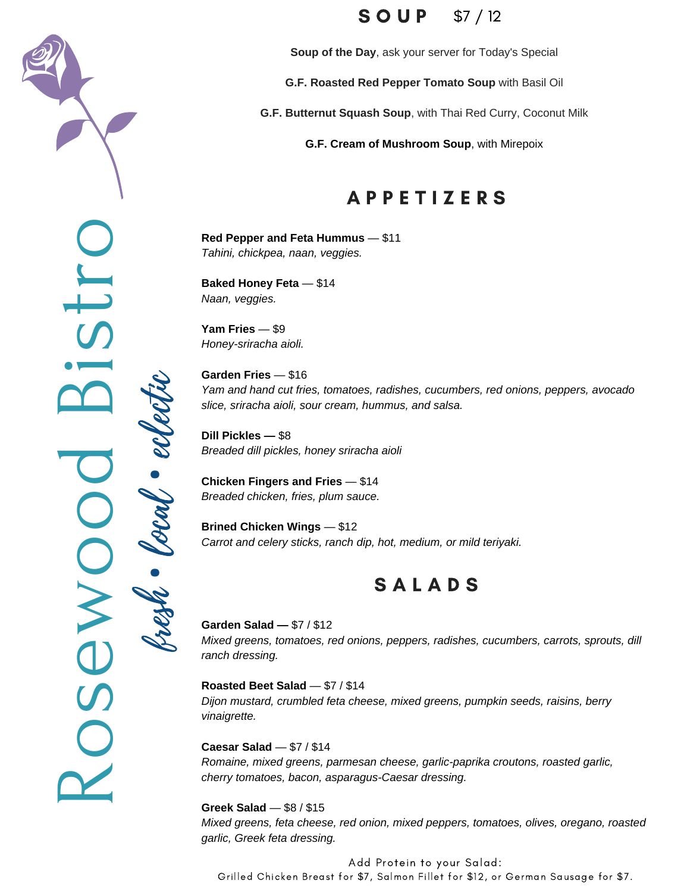# Rosewood Bistro

*fresh • local • eclectic*

## SOUP $7 / 12

**Soup of the Day**, ask your server for Today's Special

**G.F. Roasted Red Pepper Tomato Soup** with Basil Oil

**G.F. Butternut Squash Soup**, with Thai Red Curry, Coconut Milk

**G.F. Cream of Mushroom Soup**, with Mirepoix

## APPETIZERS

**Red Pepper and Feta Hummus** — $11
*Tahini, chickpea, naan, veggies.*

**Baked Honey Feta** — $14
*Naan, veggies.*

**Yam Fries** — $9
*Honey-sriracha aioli.*

**Garden Fries** — $16
*Yam and hand cut fries, tomatoes, radishes, cucumbers, red onions, peppers, avocado slice, sriracha aioli, sour cream, hummus, and salsa.*

**Dill Pickles —** $8
*Breaded dill pickles, honey sriracha aioli*

**Chicken Fingers and Fries** — $14
*Breaded chicken, fries, plum sauce.*

**Brined Chicken Wings** — $12
*Carrot and celery sticks, ranch dip, hot, medium, or mild teriyaki.*

## SALADS

**Garden Salad —** $7 / $12
*Mixed greens, tomatoes, red onions, peppers, radishes, cucumbers, carrots, sprouts, dill ranch dressing.*

**Roasted Beet Salad** — $7 / $14
*Dijon mustard, crumbled feta cheese, mixed greens, pumpkin seeds, raisins, berry vinaigrette.*

**Caesar Salad** — $7 / $14
*Romaine, mixed greens, parmesan cheese, garlic-paprika croutons, roasted garlic, cherry tomatoes, bacon, asparagus-Caesar dressing.*

**Greek Salad** — $8 / $15
*Mixed greens, feta cheese, red onion, mixed peppers, tomatoes, olives, oregano, roasted garlic, Greek feta dressing.*

Add Protein to your Salad:
Grilled Chicken Breast for $7, Salmon Fillet for $12, or German Sausage for $7.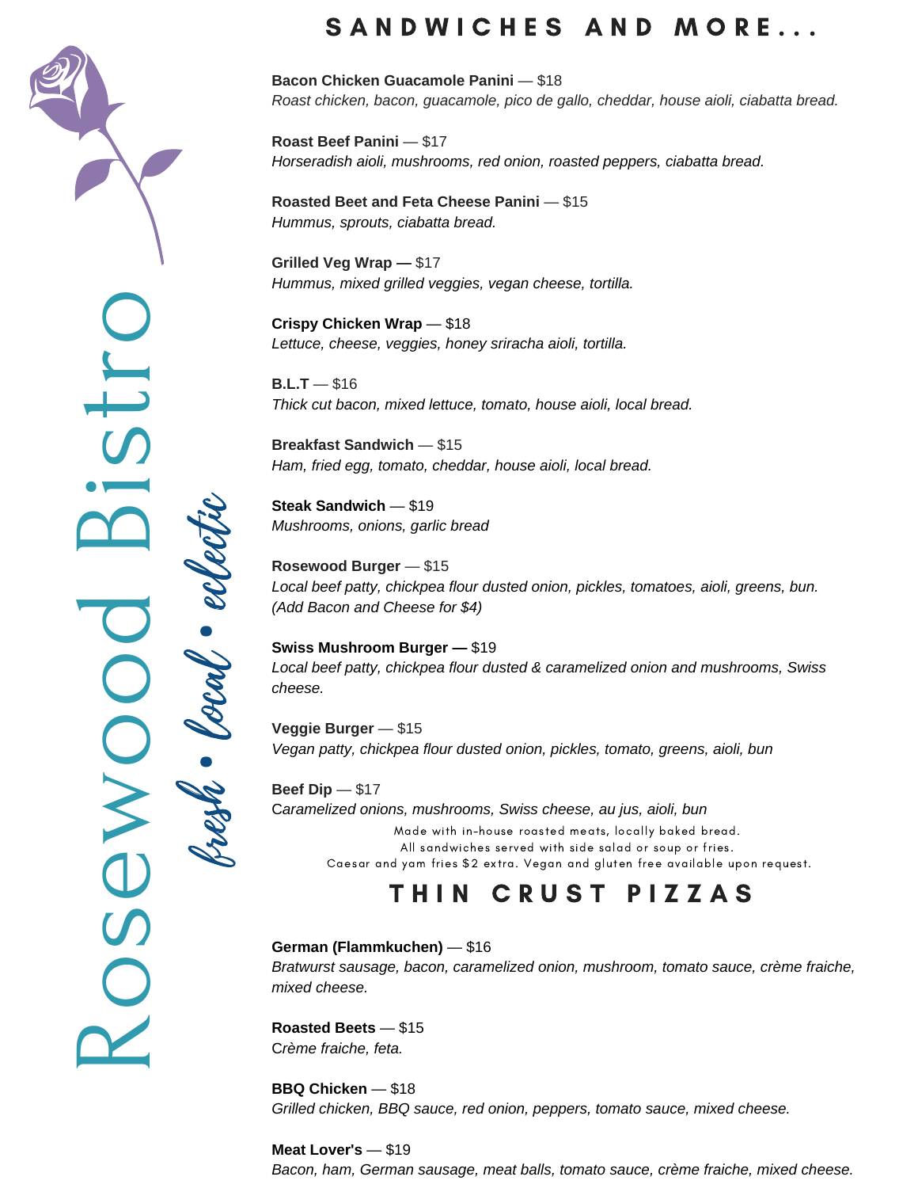Rosewood Bistro

*fresh • local • eclectic*

# SANDWICHES AND MORE...

**Bacon Chicken Guacamole Panini** — $18
*Roast chicken, bacon, guacamole, pico de gallo, cheddar, house aioli, ciabatta bread.*

**Roast Beef Panini** — $17
*Horseradish aioli, mushrooms, red onion, roasted peppers, ciabatta bread.*

**Roasted Beet and Feta Cheese Panini** — $15
*Hummus, sprouts, ciabatta bread.*

**Grilled Veg Wrap —** $17
*Hummus, mixed grilled veggies, vegan cheese, tortilla.*

**Crispy Chicken Wrap** — $18
*Lettuce, cheese, veggies, honey sriracha aioli, tortilla.*

**B.L.T** — $16
*Thick cut bacon, mixed lettuce, tomato, house aioli, local bread.*

**Breakfast Sandwich** — $15
*Ham, fried egg, tomato, cheddar, house aioli, local bread.*

**Steak Sandwich** — $19
*Mushrooms, onions, garlic bread*

**Rosewood Burger** — $15
*Local beef patty, chickpea flour dusted onion, pickles, tomatoes, aioli, greens, bun. (Add Bacon and Cheese for $4)*

**Swiss Mushroom Burger —** $19
*Local beef patty, chickpea flour dusted & caramelized onion and mushrooms, Swiss cheese.*

**Veggie Burger** — $15
*Vegan patty, chickpea flour dusted onion, pickles, tomato, greens, aioli, bun*

**Beef Dip** — $17
*Caramelized onions, mushrooms, Swiss cheese, au jus, aioli, bun*

Made with in-house roasted meats, locally baked bread.
All sandwiches served with side salad or soup or fries.
Caesar and yam fries $2 extra. Vegan and gluten free available upon request.

# THIN CRUST PIZZAS

**German (Flammkuchen)** — $16
*Bratwurst sausage, bacon, caramelized onion, mushroom, tomato sauce, crème fraiche, mixed cheese.*

**Roasted Beets** — $15
*Crème fraiche, feta.*

**BBQ Chicken** — $18
*Grilled chicken, BBQ sauce, red onion, peppers, tomato sauce, mixed cheese.*

**Meat Lover's** — $19
*Bacon, ham, German sausage, meat balls, tomato sauce, crème fraiche, mixed cheese.*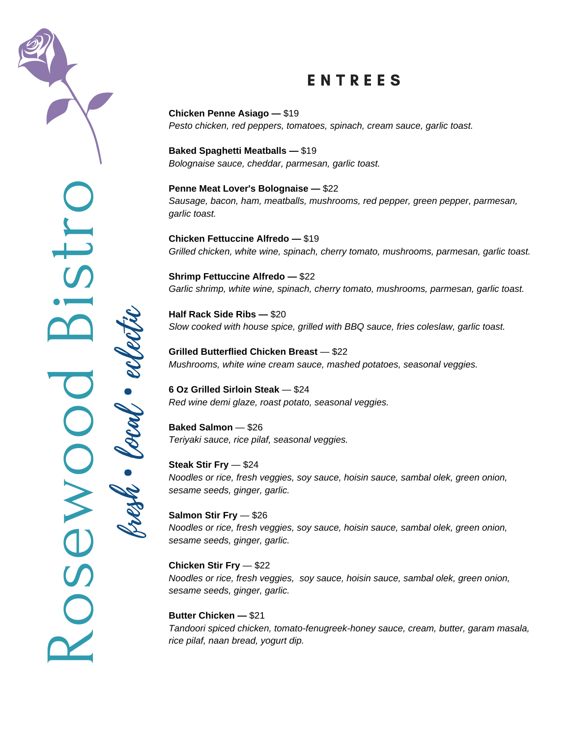Rosewood Bistro

*fresh • local • eclectic*

# ENTREES

**Chicken Penne Asiago —** $19
*Pesto chicken, red peppers, tomatoes, spinach, cream sauce, garlic toast.*

**Baked Spaghetti Meatballs —** $19
*Bolognaise sauce, cheddar, parmesan, garlic toast.*

**Penne Meat Lover's Bolognaise —** $22
*Sausage, bacon, ham, meatballs, mushrooms, red pepper, green pepper, parmesan, garlic toast.*

**Chicken Fettuccine Alfredo —** $19
*Grilled chicken, white wine, spinach, cherry tomato, mushrooms, parmesan, garlic toast.*

**Shrimp Fettuccine Alfredo —** $22
*Garlic shrimp, white wine, spinach, cherry tomato, mushrooms, parmesan, garlic toast.*

**Half Rack Side Ribs —** $20
*Slow cooked with house spice, grilled with BBQ sauce, fries coleslaw, garlic toast.*

**Grilled Butterflied Chicken Breast** — $22
*Mushrooms, white wine cream sauce, mashed potatoes, seasonal veggies.*

**6 Oz Grilled Sirloin Steak** — $24
*Red wine demi glaze, roast potato, seasonal veggies.*

**Baked Salmon** — $26
*Teriyaki sauce, rice pilaf, seasonal veggies.*

**Steak Stir Fry** — $24
*Noodles or rice, fresh veggies, soy sauce, hoisin sauce, sambal olek, green onion, sesame seeds, ginger, garlic.*

**Salmon Stir Fry** — $26
*Noodles or rice, fresh veggies, soy sauce, hoisin sauce, sambal olek, green onion, sesame seeds, ginger, garlic.*

**Chicken Stir Fry** — $22
*Noodles or rice, fresh veggies, soy sauce, hoisin sauce, sambal olek, green onion, sesame seeds, ginger, garlic.*

**Butter Chicken —** $21
*Tandoori spiced chicken, tomato-fenugreek-honey sauce, cream, butter, garam masala, rice pilaf, naan bread, yogurt dip.*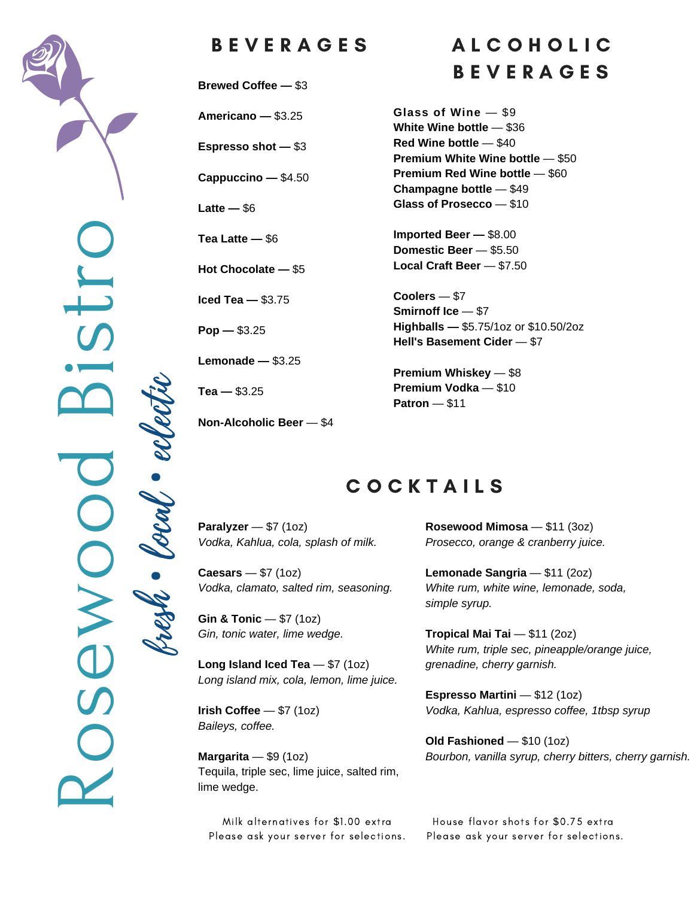# Rosewood Bistro

*fresh • local • eclectic*

## BEVERAGES

**Brewed Coffee** — $3

**Americano** — $3.25

**Espresso shot** — $3

**Cappuccino** — $4.50

**Latte** — $6

**Tea Latte** — $6

**Hot Chocolate** — $5

**Iced Tea** — $3.75

**Pop** — $3.25

**Lemonade** — $3.25

**Tea** — $3.25

**Non-Alcoholic Beer** — $4

## ALCOHOLIC BEVERAGES

**Glass of Wine** — $9
**White Wine bottle** — $36
**Red Wine bottle** — $40
**Premium White Wine bottle** — $50
**Premium Red Wine bottle** — $60
**Champagne bottle** — $49
**Glass of Prosecco** — $10

**Imported Beer** — $8.00
**Domestic Beer** — $5.50
**Local Craft Beer** — $7.50

**Coolers** — $7
**Smirnoff Ice** — $7
**Highballs** — $5.75/1oz or $10.50/2oz
**Hell's Basement Cider** — $7

**Premium Whiskey** — $8
**Premium Vodka** — $10
**Patron** — $11

## COCKTAILS

**Paralyzer** — $7 (1oz)
*Vodka, Kahlua, cola, splash of milk.*

**Caesars** — $7 (1oz)
*Vodka, clamato, salted rim, seasoning.*

**Gin & Tonic** — $7 (1oz)
*Gin, tonic water, lime wedge.*

**Long Island Iced Tea** — $7 (1oz)
*Long island mix, cola, lemon, lime juice.*

**Irish Coffee** — $7 (1oz)
*Baileys, coffee.*

**Margarita** — $9 (1oz)
Tequila, triple sec, lime juice, salted rim, lime wedge.

**Rosewood Mimosa** — $11 (3oz)
*Prosecco, orange & cranberry juice.*

**Lemonade Sangria** — $11 (2oz)
*White rum, white wine, lemonade, soda, simple syrup.*

**Tropical Mai Tai** — $11 (2oz)
*White rum, triple sec, pineapple/orange juice, grenadine, cherry garnish.*

**Espresso Martini** — $12 (1oz)
*Vodka, Kahlua, espresso coffee, 1tbsp syrup*

**Old Fashioned** — $10 (1oz)
*Bourbon, vanilla syrup, cherry bitters, cherry garnish.*

Milk alternatives for $1.00 extra
Please ask your server for selections.

House flavor shots for $0.75 extra
Please ask your server for selections.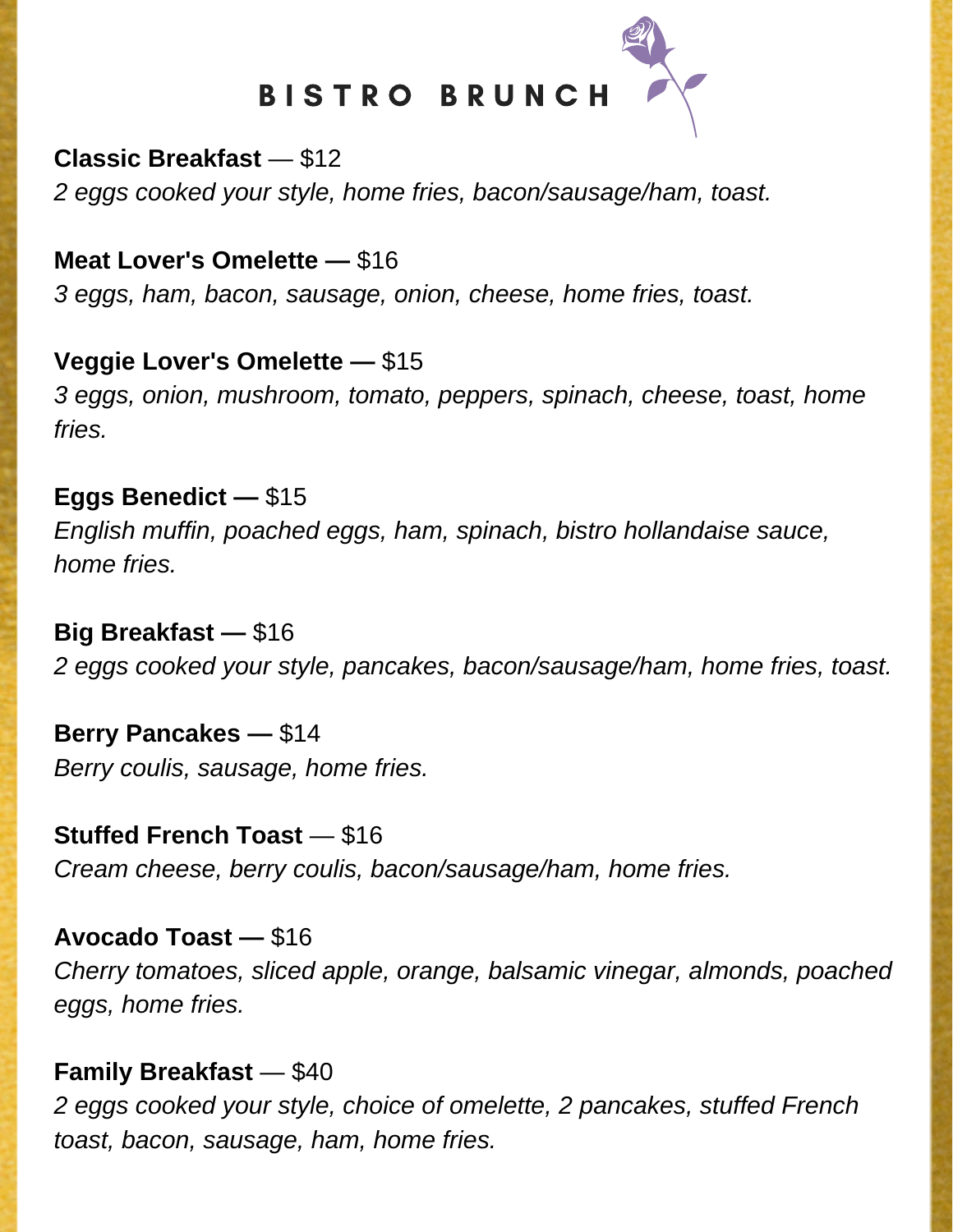# BISTRO BRUNCH

**Classic Breakfast** — $12
*2 eggs cooked your style, home fries, bacon/sausage/ham, toast.*

**Meat Lover's Omelette —** $16
*3 eggs, ham, bacon, sausage, onion, cheese, home fries, toast.*

**Veggie Lover's Omelette —** $15
*3 eggs, onion, mushroom, tomato, peppers, spinach, cheese, toast, home fries.*

**Eggs Benedict —** $15
*English muffin, poached eggs, ham, spinach, bistro hollandaise sauce, home fries.*

**Big Breakfast —** $16
*2 eggs cooked your style, pancakes, bacon/sausage/ham, home fries, toast.*

**Berry Pancakes —** $14
*Berry coulis, sausage, home fries.*

**Stuffed French Toast** — $16
*Cream cheese, berry coulis, bacon/sausage/ham, home fries.*

**Avocado Toast —** $16
*Cherry tomatoes, sliced apple, orange, balsamic vinegar, almonds, poached eggs, home fries.*

**Family Breakfast** — $40
*2 eggs cooked your style, choice of omelette, 2 pancakes, stuffed French toast, bacon, sausage, ham, home fries.*